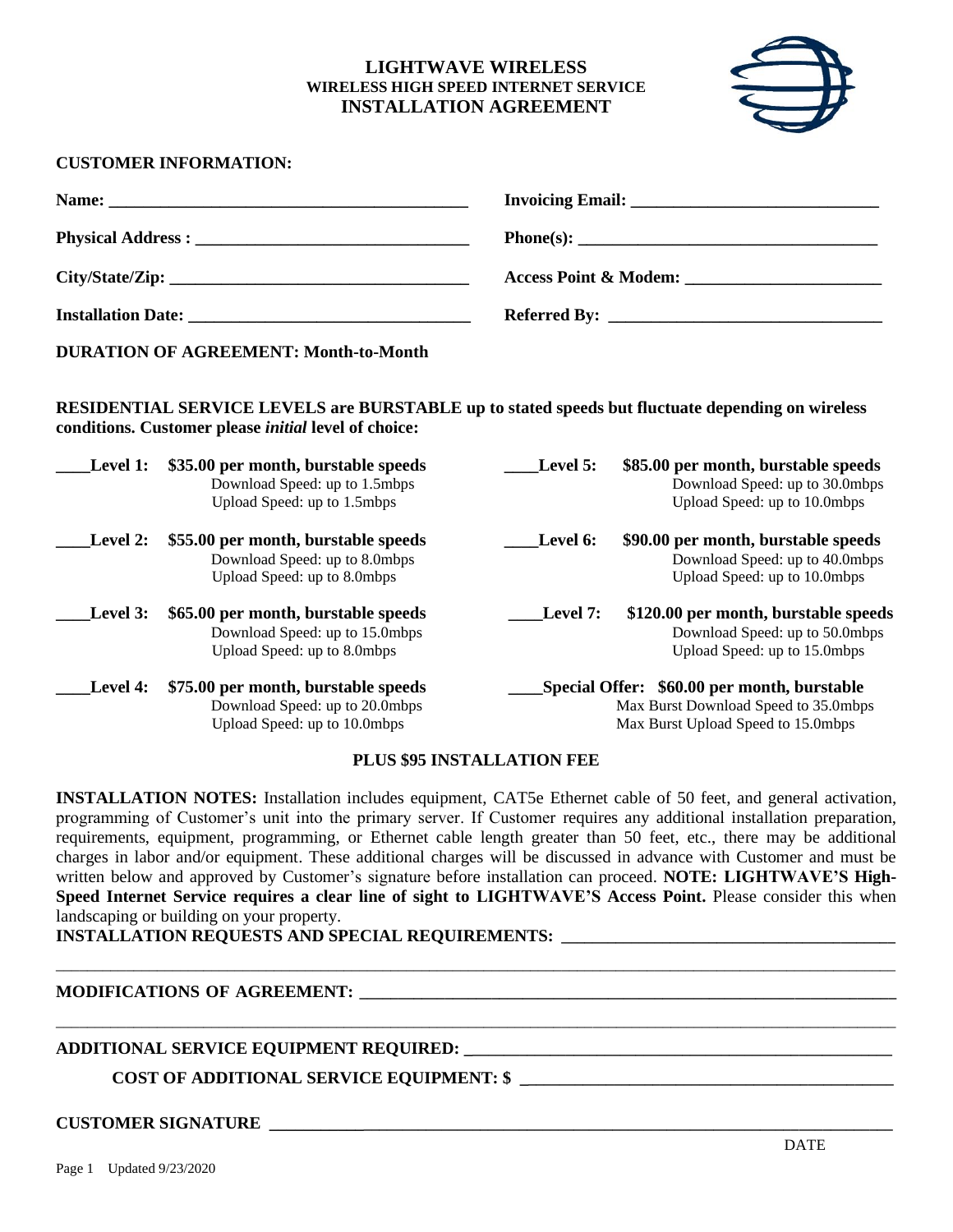# LIGHTWAVE WIRELESS
## WIRELESS HIGH SPEED INTERNET SERVICE
## INSTALLATION AGREEMENT

**CUSTOMER INFORMATION:**

**Name:** ________________________________________ **Invoicing Email:** ____________________________

**Physical Address :** ______________________________ **Phone(s):** __________________________________

**City/State/Zip:** _________________________________ **Access Point & Modem:** ______________________

**Installation Date:** _______________________________ **Referred By:** ______________________________

**DURATION OF AGREEMENT: Month-to-Month**

**RESIDENTIAL SERVICE LEVELS are BURSTABLE up to stated speeds but fluctuate depending on wireless conditions. Customer please *initial* level of choice:**

____**Level 1: $35.00 per month, burstable speeds**
Download Speed: up to 1.5mbps
Upload Speed: up to 1.5mbps

____**Level 2: $55.00 per month, burstable speeds**
Download Speed: up to 8.0mbps
Upload Speed: up to 8.0mbps

____**Level 3: $65.00 per month, burstable speeds**
Download Speed: up to 15.0mbps
Upload Speed: up to 8.0mbps

____**Level 4: $75.00 per month, burstable speeds**
Download Speed: up to 20.0mbps
Upload Speed: up to 10.0mbps

____**Level 5: $85.00 per month, burstable speeds**
Download Speed: up to 30.0mbps
Upload Speed: up to 10.0mbps

____**Level 6: $90.00 per month, burstable speeds**
Download Speed: up to 40.0mbps
Upload Speed: up to 10.0mbps

____**Level 7: $120.00 per month, burstable speeds**
Download Speed: up to 50.0mbps
Upload Speed: up to 15.0mbps

____**Special Offer: $60.00 per month, burstable**
Max Burst Download Speed to 35.0mbps
Max Burst Upload Speed to 15.0mbps

**PLUS $95 INSTALLATION FEE**

**INSTALLATION NOTES:** Installation includes equipment, CAT5e Ethernet cable of 50 feet, and general activation, programming of Customer's unit into the primary server. If Customer requires any additional installation preparation, requirements, equipment, programming, or Ethernet cable length greater than 50 feet, etc., there may be additional charges in labor and/or equipment. These additional charges will be discussed in advance with Customer and must be written below and approved by Customer's signature before installation can proceed. **NOTE: LIGHTWAVE'S High-Speed Internet Service requires a clear line of sight to LIGHTWAVE'S Access Point.** Please consider this when landscaping or building on your property.

**INSTALLATION REQUESTS AND SPECIAL REQUIREMENTS:** ______________________________________

______________________________________________________________________________

**MODIFICATIONS OF AGREEMENT:** ______________________________________________________

______________________________________________________________________________

**ADDITIONAL SERVICE EQUIPMENT REQUIRED:** _________________________________________

**COST OF ADDITIONAL SERVICE EQUIPMENT: $** ______________________________________

**CUSTOMER SIGNATURE** ______________________________________________________________

DATE

Updated 9/23/2020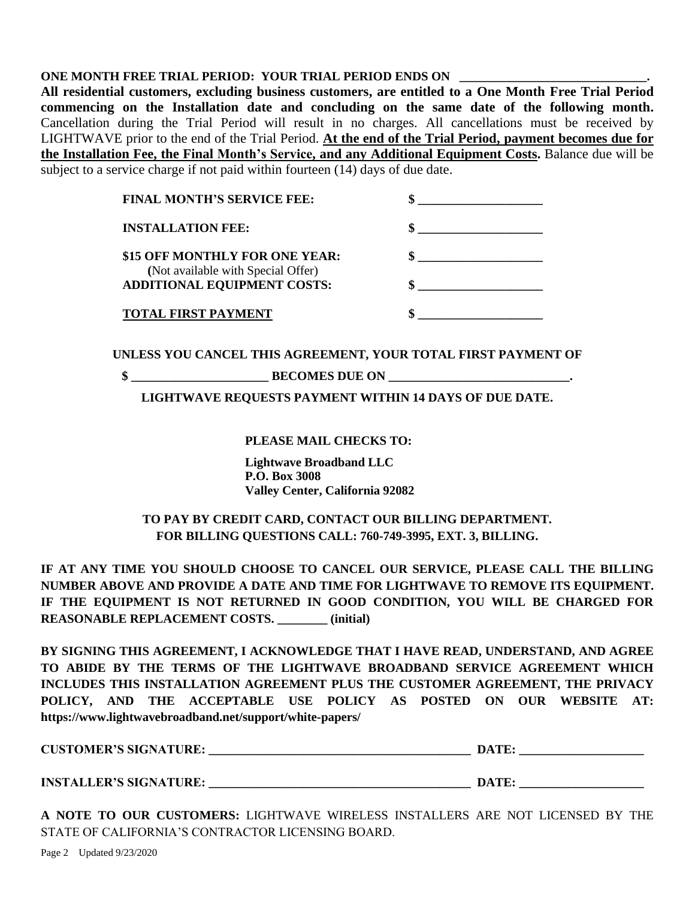**ONE MONTH FREE TRIAL PERIOD: YOUR TRIAL PERIOD ENDS ON \_\_\_\_\_\_\_\_\_\_\_\_\_\_\_\_\_\_\_\_\_\_\_\_\_\_\_\_\_\_.**

**All residential customers, excluding business customers, are entitled to a One Month Free Trial Period commencing on the Installation date and concluding on the same date of the following month.** Cancellation during the Trial Period will result in no charges. All cancellations must be received by LIGHTWAVE prior to the end of the Trial Period. **At the end of the Trial Period, payment becomes due for the Installation Fee, the Final Month's Service, and any Additional Equipment Costs.** Balance due will be subject to a service charge if not paid within fourteen (14) days of due date.

| | |
|---|---|
| **FINAL MONTH'S SERVICE FEE:** | **$ \_\_\_\_\_\_\_\_\_\_\_\_\_\_\_\_\_\_\_\_** |
| **INSTALLATION FEE:** | **$ \_\_\_\_\_\_\_\_\_\_\_\_\_\_\_\_\_\_\_\_** |
| **$15 OFF MONTHLY FOR ONE YEAR:** (Not available with Special Offer) | **$ \_\_\_\_\_\_\_\_\_\_\_\_\_\_\_\_\_\_\_\_** |
| **ADDITIONAL EQUIPMENT COSTS:** | **$ \_\_\_\_\_\_\_\_\_\_\_\_\_\_\_\_\_\_\_\_** |
| **TOTAL FIRST PAYMENT** | **$ \_\_\_\_\_\_\_\_\_\_\_\_\_\_\_\_\_\_\_\_** |

**UNLESS YOU CANCEL THIS AGREEMENT, YOUR TOTAL FIRST PAYMENT OF**

**$ \_\_\_\_\_\_\_\_\_\_\_\_\_\_\_\_\_\_\_\_\_\_ BECOMES DUE ON \_\_\_\_\_\_\_\_\_\_\_\_\_\_\_\_\_\_\_\_\_\_\_\_\_\_\_\_\_\_.**

**LIGHTWAVE REQUESTS PAYMENT WITHIN 14 DAYS OF DUE DATE.**

**PLEASE MAIL CHECKS TO:**

**Lightwave Broadband LLC**
**P.O. Box 3008**
**Valley Center, California 92082**

**TO PAY BY CREDIT CARD, CONTACT OUR BILLING DEPARTMENT.**
**FOR BILLING QUESTIONS CALL: 760-749-3995, EXT. 3, BILLING.**

**IF AT ANY TIME YOU SHOULD CHOOSE TO CANCEL OUR SERVICE, PLEASE CALL THE BILLING NUMBER ABOVE AND PROVIDE A DATE AND TIME FOR LIGHTWAVE TO REMOVE ITS EQUIPMENT. IF THE EQUIPMENT IS NOT RETURNED IN GOOD CONDITION, YOU WILL BE CHARGED FOR REASONABLE REPLACEMENT COSTS. \_\_\_\_\_\_\_\_ (initial)**

**BY SIGNING THIS AGREEMENT, I ACKNOWLEDGE THAT I HAVE READ, UNDERSTAND, AND AGREE TO ABIDE BY THE TERMS OF THE LIGHTWAVE BROADBAND SERVICE AGREEMENT WHICH INCLUDES THIS INSTALLATION AGREEMENT PLUS THE CUSTOMER AGREEMENT, THE PRIVACY POLICY, AND THE ACCEPTABLE USE POLICY AS POSTED ON OUR WEBSITE AT: https://www.lightwavebroadband.net/support/white-papers/**

**CUSTOMER'S SIGNATURE: \_\_\_\_\_\_\_\_\_\_\_\_\_\_\_\_\_\_\_\_\_\_\_\_\_\_\_\_\_\_\_\_\_\_\_\_\_\_\_\_\_\_ DATE: \_\_\_\_\_\_\_\_\_\_\_\_\_\_\_\_\_\_\_\_**

**INSTALLER'S SIGNATURE: \_\_\_\_\_\_\_\_\_\_\_\_\_\_\_\_\_\_\_\_\_\_\_\_\_\_\_\_\_\_\_\_\_\_\_\_\_\_\_\_\_\_ DATE: \_\_\_\_\_\_\_\_\_\_\_\_\_\_\_\_\_\_\_\_**

**A NOTE TO OUR CUSTOMERS:** LIGHTWAVE WIRELESS INSTALLERS ARE NOT LICENSED BY THE STATE OF CALIFORNIA'S CONTRACTOR LICENSING BOARD.

Updated 9/23/2020